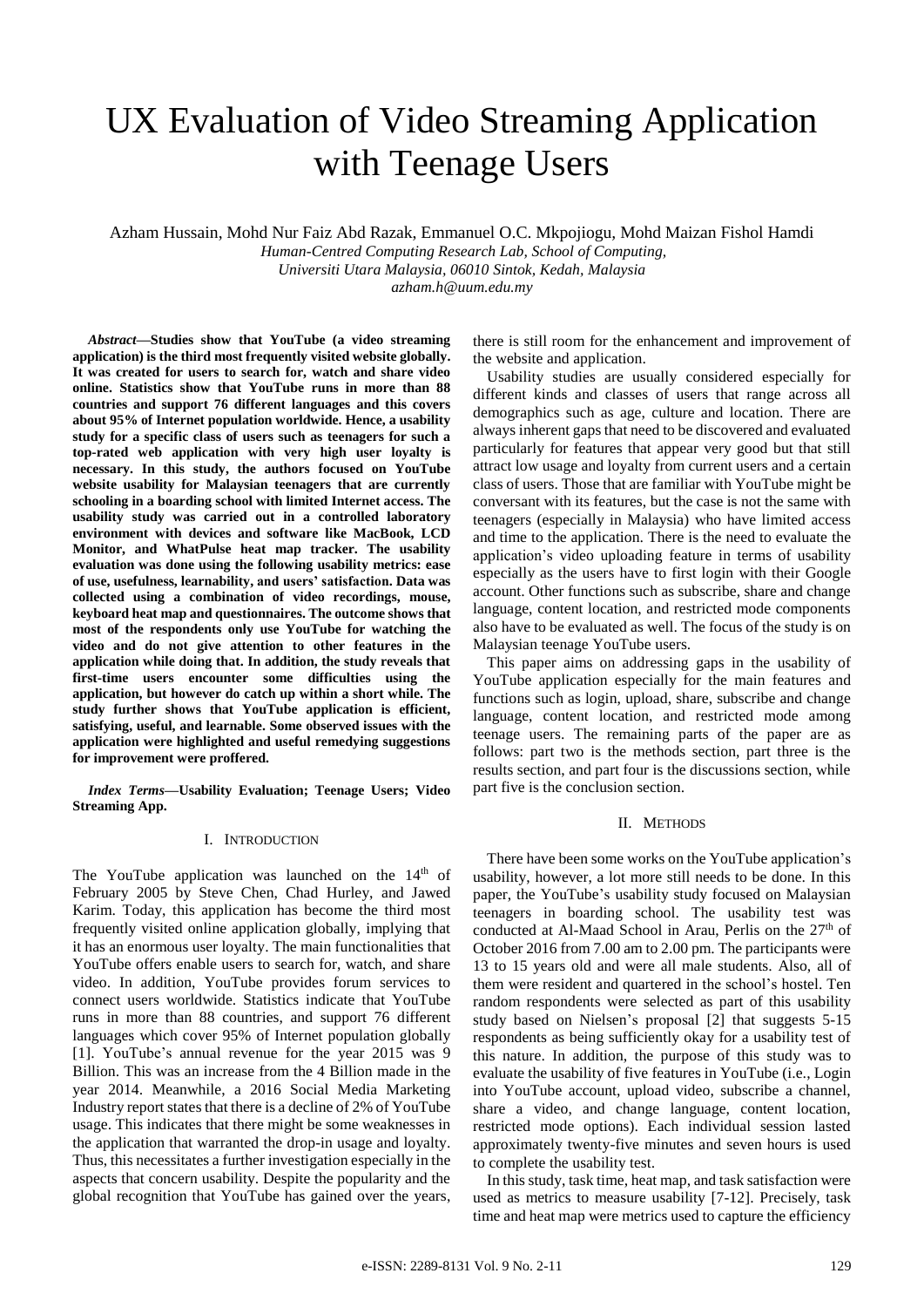# UX Evaluation of Video Streaming Application with Teenage Users

Azham Hussain, Mohd Nur Faiz Abd Razak, Emmanuel O.C. Mkpojiogu, Mohd Maizan Fishol Hamdi

*Human-Centred Computing Research Lab, School of Computing,*
*Universiti Utara Malaysia, 06010 Sintok, Kedah, Malaysia*
*azham.h@uum.edu.my*

***Abstract*—Studies show that YouTube (a video streaming application) is the third most frequently visited website globally. It was created for users to search for, watch and share video online. Statistics show that YouTube runs in more than 88 countries and support 76 different languages and this covers about 95% of Internet population worldwide. Hence, a usability study for a specific class of users such as teenagers for such a top-rated web application with very high user loyalty is necessary. In this study, the authors focused on YouTube website usability for Malaysian teenagers that are currently schooling in a boarding school with limited Internet access. The usability study was carried out in a controlled laboratory environment with devices and software like MacBook, LCD Monitor, and WhatPulse heat map tracker. The usability evaluation was done using the following usability metrics: ease of use, usefulness, learnability, and users' satisfaction. Data was collected using a combination of video recordings, mouse, keyboard heat map and questionnaires. The outcome shows that most of the respondents only use YouTube for watching the video and do not give attention to other features in the application while doing that. In addition, the study reveals that first-time users encounter some difficulties using the application, but however do catch up within a short while. The study further shows that YouTube application is efficient, satisfying, useful, and learnable. Some observed issues with the application were highlighted and useful remedying suggestions for improvement were proffered.**

***Index Terms*—Usability Evaluation; Teenage Users; Video Streaming App.**

## I. INTRODUCTION

The YouTube application was launched on the 14th of February 2005 by Steve Chen, Chad Hurley, and Jawed Karim. Today, this application has become the third most frequently visited online application globally, implying that it has an enormous user loyalty. The main functionalities that YouTube offers enable users to search for, watch, and share video. In addition, YouTube provides forum services to connect users worldwide. Statistics indicate that YouTube runs in more than 88 countries, and support 76 different languages which cover 95% of Internet population globally [1]. YouTube's annual revenue for the year 2015 was 9 Billion. This was an increase from the 4 Billion made in the year 2014. Meanwhile, a 2016 Social Media Marketing Industry report states that there is a decline of 2% of YouTube usage. This indicates that there might be some weaknesses in the application that warranted the drop-in usage and loyalty. Thus, this necessitates a further investigation especially in the aspects that concern usability. Despite the popularity and the global recognition that YouTube has gained over the years, there is still room for the enhancement and improvement of the website and application.

Usability studies are usually considered especially for different kinds and classes of users that range across all demographics such as age, culture and location. There are always inherent gaps that need to be discovered and evaluated particularly for features that appear very good but that still attract low usage and loyalty from current users and a certain class of users. Those that are familiar with YouTube might be conversant with its features, but the case is not the same with teenagers (especially in Malaysia) who have limited access and time to the application. There is the need to evaluate the application's video uploading feature in terms of usability especially as the users have to first login with their Google account. Other functions such as subscribe, share and change language, content location, and restricted mode components also have to be evaluated as well. The focus of the study is on Malaysian teenage YouTube users.

This paper aims on addressing gaps in the usability of YouTube application especially for the main features and functions such as login, upload, share, subscribe and change language, content location, and restricted mode among teenage users. The remaining parts of the paper are as follows: part two is the methods section, part three is the results section, and part four is the discussions section, while part five is the conclusion section.

## II. METHODS

There have been some works on the YouTube application's usability, however, a lot more still needs to be done. In this paper, the YouTube's usability study focused on Malaysian teenagers in boarding school. The usability test was conducted at Al-Maad School in Arau, Perlis on the 27th of October 2016 from 7.00 am to 2.00 pm. The participants were 13 to 15 years old and were all male students. Also, all of them were resident and quartered in the school's hostel. Ten random respondents were selected as part of this usability study based on Nielsen's proposal [2] that suggests 5-15 respondents as being sufficiently okay for a usability test of this nature. In addition, the purpose of this study was to evaluate the usability of five features in YouTube (i.e., Login into YouTube account, upload video, subscribe a channel, share a video, and change language, content location, restricted mode options). Each individual session lasted approximately twenty-five minutes and seven hours is used to complete the usability test.

In this study, task time, heat map, and task satisfaction were used as metrics to measure usability [7-12]. Precisely, task time and heat map were metrics used to capture the efficiency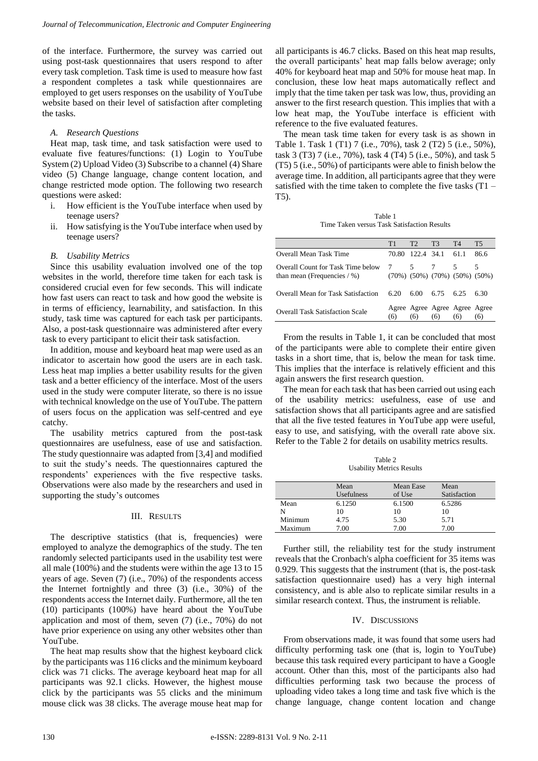of the interface. Furthermore, the survey was carried out using post-task questionnaires that users respond to after every task completion. Task time is used to measure how fast a respondent completes a task while questionnaires are employed to get users responses on the usability of YouTube website based on their level of satisfaction after completing the tasks.

### *A. Research Questions*

Heat map, task time, and task satisfaction were used to evaluate five features/functions: (1) Login to YouTube System (2) Upload Video (3) Subscribe to a channel (4) Share video (5) Change language, change content location, and change restricted mode option. The following two research questions were asked:

i. How efficient is the YouTube interface when used by teenage users?
ii. How satisfying is the YouTube interface when used by teenage users?

### *B. Usability Metrics*

Since this usability evaluation involved one of the top websites in the world, therefore time taken for each task is considered crucial even for few seconds. This will indicate how fast users can react to task and how good the website is in terms of efficiency, learnability, and satisfaction. In this study, task time was captured for each task per participants. Also, a post-task questionnaire was administered after every task to every participant to elicit their task satisfaction.

In addition, mouse and keyboard heat map were used as an indicator to ascertain how good the users are in each task. Less heat map implies a better usability results for the given task and a better efficiency of the interface. Most of the users used in the study were computer literate, so there is no issue with technical knowledge on the use of YouTube. The pattern of users focus on the application was self-centred and eye catchy.

The usability metrics captured from the post-task questionnaires are usefulness, ease of use and satisfaction. The study questionnaire was adapted from [3,4] and modified to suit the study's needs. The questionnaires captured the respondents' experiences with the five respective tasks. Observations were also made by the researchers and used in supporting the study's outcomes

## III. RESULTS

The descriptive statistics (that is, frequencies) were employed to analyze the demographics of the study. The ten randomly selected participants used in the usability test were all male (100%) and the students were within the age 13 to 15 years of age. Seven (7) (i.e., 70%) of the respondents access the Internet fortnightly and three (3) (i.e., 30%) of the respondents access the Internet daily. Furthermore, all the ten (10) participants (100%) have heard about the YouTube application and most of them, seven (7) (i.e., 70%) do not have prior experience on using any other websites other than YouTube.

The heat map results show that the highest keyboard click by the participants was 116 clicks and the minimum keyboard click was 71 clicks. The average keyboard heat map for all participants was 92.1 clicks. However, the highest mouse click by the participants was 55 clicks and the minimum mouse click was 38 clicks. The average mouse heat map for all participants is 46.7 clicks. Based on this heat map results, the overall participants' heat map falls below average; only 40% for keyboard heat map and 50% for mouse heat map. In conclusion, these low heat maps automatically reflect and imply that the time taken per task was low, thus, providing an answer to the first research question. This implies that with a low heat map, the YouTube interface is efficient with reference to the five evaluated features.

The mean task time taken for every task is as shown in Table 1. Task 1 (T1) 7 (i.e., 70%), task 2 (T2) 5 (i.e., 50%), task 3 (T3) 7 (i.e., 70%), task 4 (T4) 5 (i.e., 50%), and task 5 (T5) 5 (i.e., 50%) of participants were able to finish below the average time. In addition, all participants agree that they were satisfied with the time taken to complete the five tasks (T1 – T5).

Table 1
Time Taken versus Task Satisfaction Results

| | T1 | T2 | T3 | T4 | T5 |
|---|---|---|---|---|---|
| Overall Mean Task Time | 70.80 | 122.4 | 34.1 | 61.1 | 86.6 |
| Overall Count for Task Time below than mean (Frequencies / %) | 7 (70%) | 5 (50%) | 7 (70%) | 5 (50%) | 5 (50%) |
| Overall Mean for Task Satisfaction | 6.20 | 6.00 | 6.75 | 6.25 | 6.30 |
| Overall Task Satisfaction Scale | Agree (6) | Agree (6) | Agree (6) | Agree (6) | Agree (6) |

From the results in Table 1, it can be concluded that most of the participants were able to complete their entire given tasks in a short time, that is, below the mean for task time. This implies that the interface is relatively efficient and this again answers the first research question.

The mean for each task that has been carried out using each of the usability metrics: usefulness, ease of use and satisfaction shows that all participants agree and are satisfied that all the five tested features in YouTube app were useful, easy to use, and satisfying, with the overall rate above six. Refer to the Table 2 for details on usability metrics results.

Table 2
Usability Metrics Results

| | Mean Usefulness | Mean Ease of Use | Mean Satisfaction |
|---|---|---|---|
| Mean | 6.1250 | 6.1500 | 6.5286 |
| N | 10 | 10 | 10 |
| Minimum | 4.75 | 5.30 | 5.71 |
| Maximum | 7.00 | 7.00 | 7.00 |

Further still, the reliability test for the study instrument reveals that the Cronbach's alpha coefficient for 35 items was 0.929. This suggests that the instrument (that is, the post-task satisfaction questionnaire used) has a very high internal consistency, and is able also to replicate similar results in a similar research context. Thus, the instrument is reliable.

## IV. DISCUSSIONS

From observations made, it was found that some users had difficulty performing task one (that is, login to YouTube) because this task required every participant to have a Google account. Other than this, most of the participants also had difficulties performing task two because the process of uploading video takes a long time and task five which is the change language, change content location and change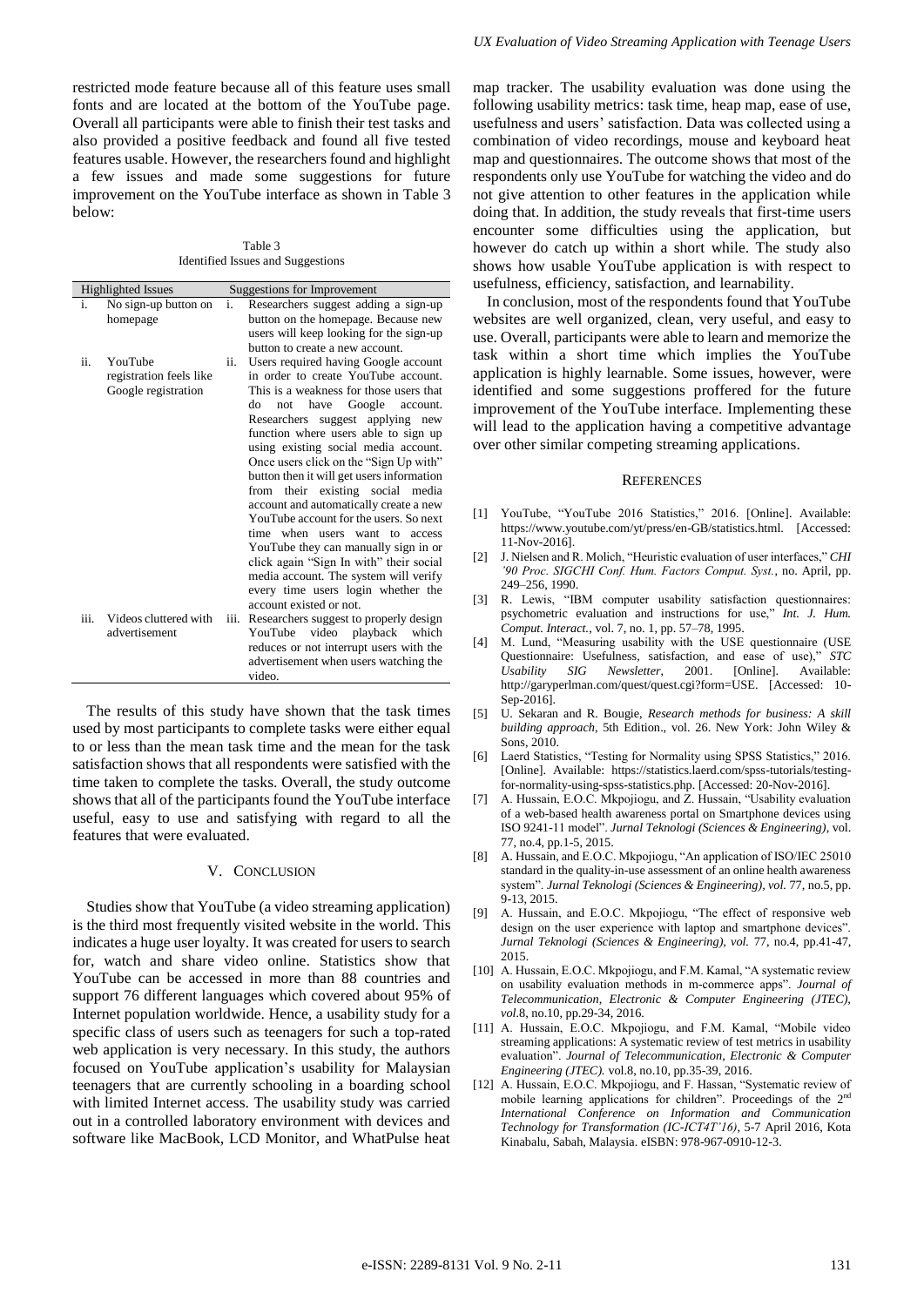restricted mode feature because all of this feature uses small fonts and are located at the bottom of the YouTube page. Overall all participants were able to finish their test tasks and also provided a positive feedback and found all five tested features usable. However, the researchers found and highlight a few issues and made some suggestions for future improvement on the YouTube interface as shown in Table 3 below:

Table 3
Identified Issues and Suggestions

| Highlighted Issues | Suggestions for Improvement |
|---|---|
| i. No sign-up button on homepage | i. Researchers suggest adding a sign-up button on the homepage. Because new users will keep looking for the sign-up button to create a new account. |
| ii. YouTube registration feels like Google registration | ii. Users required having Google account in order to create YouTube account. This is a weakness for those users that do not have Google account. Researchers suggest applying new function where users able to sign up using existing social media account. Once users click on the "Sign Up with" button then it will get users information from their existing social media account and automatically create a new YouTube account for the users. So next time when users want to access YouTube they can manually sign in or click again "Sign In with" their social media account. The system will verify every time users login whether the account existed or not. |
| iii. Videos cluttered with advertisement | iii. Researchers suggest to properly design YouTube video playback which reduces or not interrupt users with the advertisement when users watching the video. |

The results of this study have shown that the task times used by most participants to complete tasks were either equal to or less than the mean task time and the mean for the task satisfaction shows that all respondents were satisfied with the time taken to complete the tasks. Overall, the study outcome shows that all of the participants found the YouTube interface useful, easy to use and satisfying with regard to all the features that were evaluated.

## V. Conclusion

Studies show that YouTube (a video streaming application) is the third most frequently visited website in the world. This indicates a huge user loyalty. It was created for users to search for, watch and share video online. Statistics show that YouTube can be accessed in more than 88 countries and support 76 different languages which covered about 95% of Internet population worldwide. Hence, a usability study for a specific class of users such as teenagers for such a top-rated web application is very necessary. In this study, the authors focused on YouTube application's usability for Malaysian teenagers that are currently schooling in a boarding school with limited Internet access. The usability study was carried out in a controlled laboratory environment with devices and software like MacBook, LCD Monitor, and WhatPulse heat map tracker. The usability evaluation was done using the following usability metrics: task time, heap map, ease of use, usefulness and users' satisfaction. Data was collected using a combination of video recordings, mouse and keyboard heat map and questionnaires. The outcome shows that most of the respondents only use YouTube for watching the video and do not give attention to other features in the application while doing that. In addition, the study reveals that first-time users encounter some difficulties using the application, but however do catch up within a short while. The study also shows how usable YouTube application is with respect to usefulness, efficiency, satisfaction, and learnability.

In conclusion, most of the respondents found that YouTube websites are well organized, clean, very useful, and easy to use. Overall, participants were able to learn and memorize the task within a short time which implies the YouTube application is highly learnable. Some issues, however, were identified and some suggestions proffered for the future improvement of the YouTube interface. Implementing these will lead to the application having a competitive advantage over other similar competing streaming applications.

## References

[1] YouTube, "YouTube 2016 Statistics," 2016. [Online]. Available: https://www.youtube.com/yt/press/en-GB/statistics.html. [Accessed: 11-Nov-2016].

[2] J. Nielsen and R. Molich, "Heuristic evaluation of user interfaces," *CHI '90 Proc. SIGCHI Conf. Hum. Factors Comput. Syst.*, no. April, pp. 249–256, 1990.

[3] R. Lewis, "IBM computer usability satisfaction questionnaires: psychometric evaluation and instructions for use," *Int. J. Hum. Comput. Interact.*, vol. 7, no. 1, pp. 57–78, 1995.

[4] M. Lund, "Measuring usability with the USE questionnaire (USE Questionnaire: Usefulness, satisfaction, and ease of use)," *STC Usability SIG Newsletter*, 2001. [Online]. Available: http://garyperlman.com/quest/quest.cgi?form=USE. [Accessed: 10-Sep-2016].

[5] U. Sekaran and R. Bougie, *Research methods for business: A skill building approach*, 5th Edition., vol. 26. New York: John Wiley & Sons, 2010.

[6] Laerd Statistics, "Testing for Normality using SPSS Statistics," 2016. [Online]. Available: https://statistics.laerd.com/spss-tutorials/testing-for-normality-using-spss-statistics.php. [Accessed: 20-Nov-2016].

[7] A. Hussain, E.O.C. Mkpojiogu, and Z. Hussain, "Usability evaluation of a web-based health awareness portal on Smartphone devices using ISO 9241-11 model". *Jurnal Teknologi (Sciences & Engineering)*, vol. 77, no.4, pp.1-5, 2015.

[8] A. Hussain, and E.O.C. Mkpojiogu, "An application of ISO/IEC 25010 standard in the quality-in-use assessment of an online health awareness system". *Jurnal Teknologi (Sciences & Engineering), vol.* 77, no.5, pp. 9-13, 2015.

[9] A. Hussain, and E.O.C. Mkpojiogu, "The effect of responsive web design on the user experience with laptop and smartphone devices". *Jurnal Teknologi (Sciences & Engineering), vol.* 77, no.4, pp.41-47, 2015.

[10] A. Hussain, E.O.C. Mkpojiogu, and F.M. Kamal, "A systematic review on usability evaluation methods in m-commerce apps". *Journal of Telecommunication, Electronic & Computer Engineering (JTEC), vol.*8, no.10, pp.29-34, 2016.

[11] A. Hussain, E.O.C. Mkpojiogu, and F.M. Kamal, "Mobile video streaming applications: A systematic review of test metrics in usability evaluation". *Journal of Telecommunication, Electronic & Computer Engineering (JTEC).* vol.8, no.10, pp.35-39, 2016.

[12] A. Hussain, E.O.C. Mkpojiogu, and F. Hassan, "Systematic review of mobile learning applications for children". Proceedings of the 2nd *International Conference on Information and Communication Technology for Transformation (IC-ICT4T'16)*, 5-7 April 2016, Kota Kinabalu, Sabah, Malaysia. eISBN: 978-967-0910-12-3.